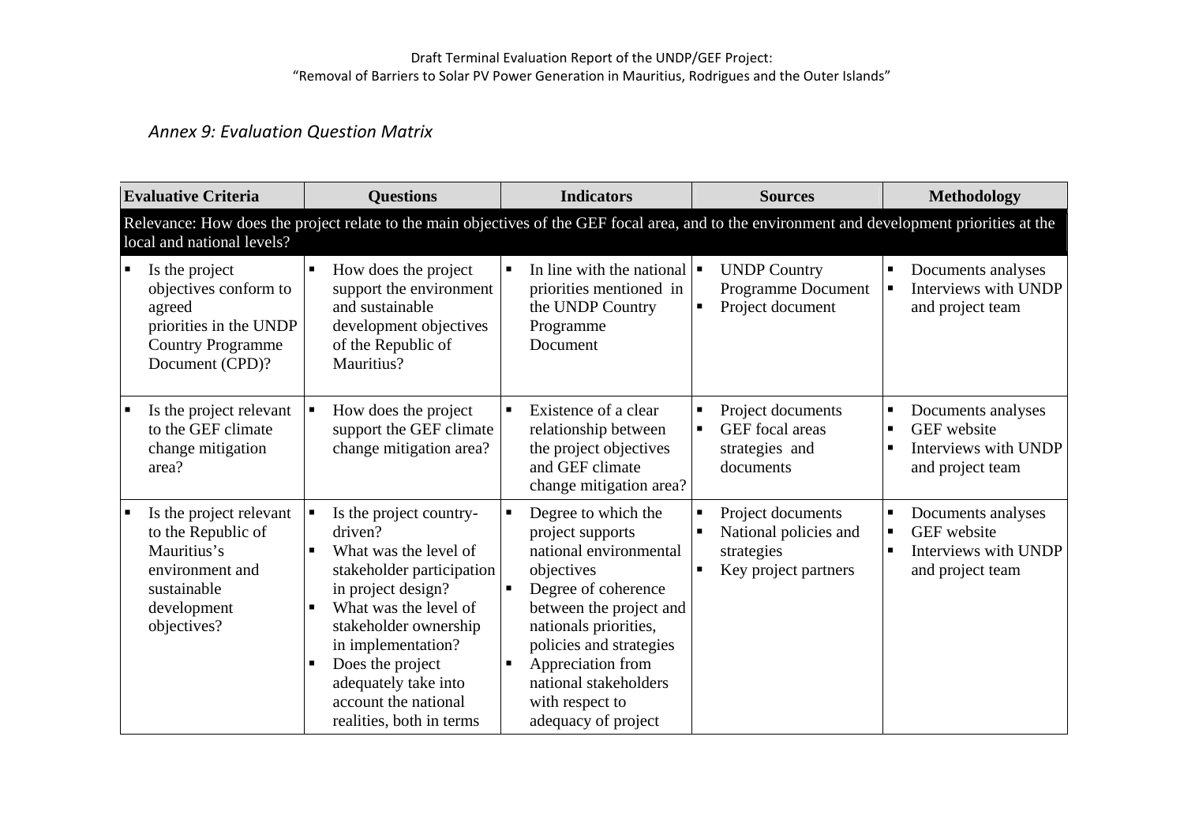*Annex 9: Evaluation Question Matrix*

| Evaluative Criteria | Questions | Indicators | Sources | Methodology |
|---|---|---|---|---|
| **Relevance: How does the project relate to the main objectives of the GEF focal area, and to the environment and development priorities at the local and national levels?** | | | | |
| ▪ Is the project objectives conform to agreed priorities in the UNDP Country Programme Document (CPD)? | ▪ How does the project support the environment and sustainable development objectives of the Republic of Mauritius? | ▪ In line with the national priorities mentioned in the UNDP Country Programme Document | ▪ UNDP Country Programme Document<br>▪ Project document | ▪ Documents analyses<br>▪ Interviews with UNDP and project team |
| ▪ Is the project relevant to the GEF climate change mitigation area? | ▪ How does the project support the GEF climate change mitigation area? | ▪ Existence of a clear relationship between the project objectives and GEF climate change mitigation area? | ▪ Project documents<br>▪ GEF focal areas strategies and documents | ▪ Documents analyses<br>▪ GEF website<br>▪ Interviews with UNDP and project team |
| ▪ Is the project relevant to the Republic of Mauritius's environment and sustainable development objectives? | ▪ Is the project country-driven?<br>▪ What was the level of stakeholder participation in project design?<br>▪ What was the level of stakeholder ownership in implementation?<br>▪ Does the project adequately take into account the national realities, both in terms | ▪ Degree to which the project supports national environmental objectives<br>▪ Degree of coherence between the project and nationals priorities, policies and strategies<br>▪ Appreciation from national stakeholders with respect to adequacy of project | ▪ Project documents<br>▪ National policies and strategies<br>▪ Key project partners | ▪ Documents analyses<br>▪ GEF website<br>▪ Interviews with UNDP and project team |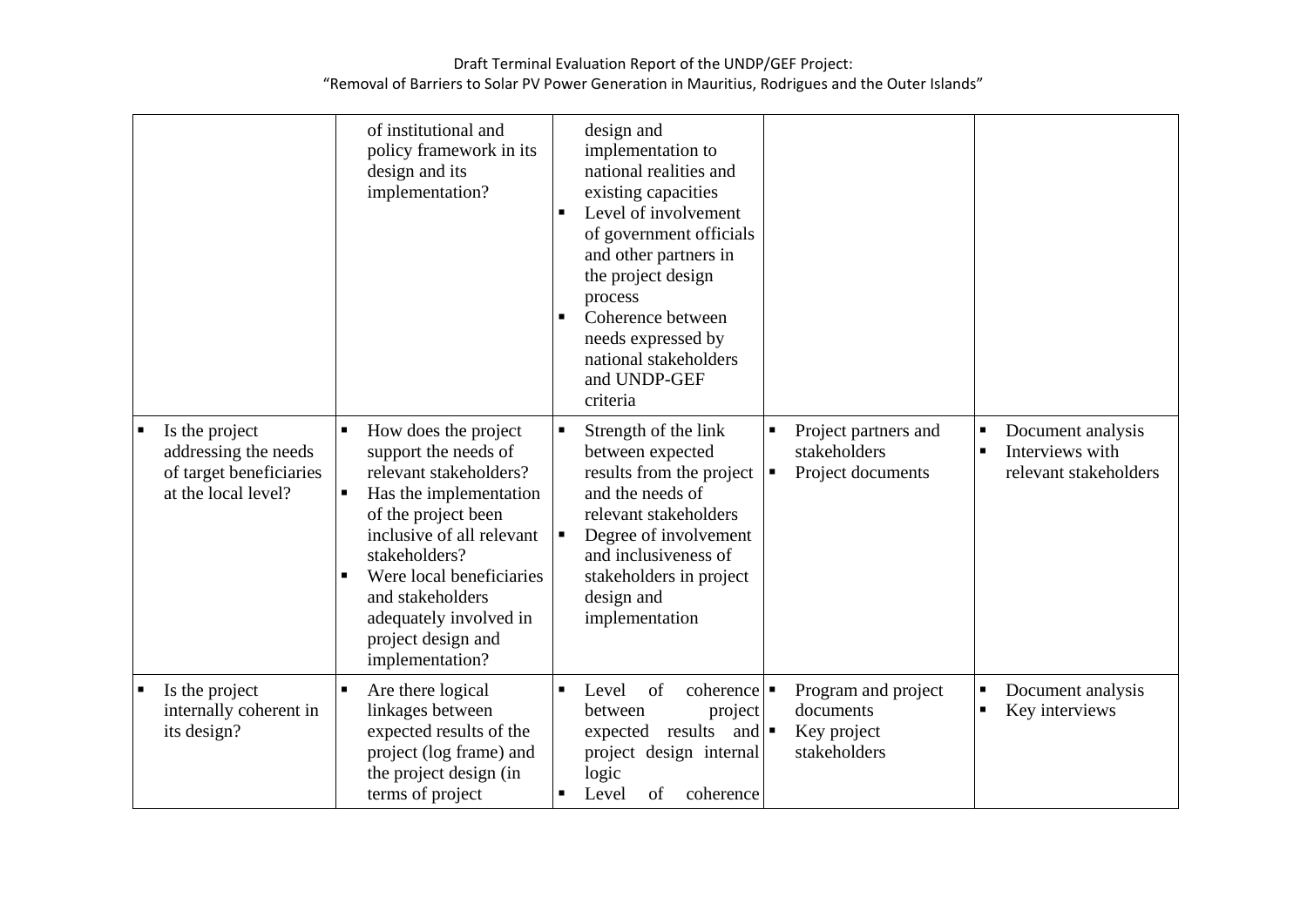| | | | | |
|---|---|---|---|---|
| | of institutional and policy framework in its design and its implementation? | design and implementation to national realities and existing capacities<br>▪ Level of involvement of government officials and other partners in the project design process<br>▪ Coherence between needs expressed by national stakeholders and UNDP-GEF criteria | | |
| ▪ Is the project addressing the needs of target beneficiaries at the local level? | ▪ How does the project support the needs of relevant stakeholders?<br>▪ Has the implementation of the project been inclusive of all relevant stakeholders?<br>▪ Were local beneficiaries and stakeholders adequately involved in project design and implementation? | ▪ Strength of the link between expected results from the project and the needs of relevant stakeholders<br>▪ Degree of involvement and inclusiveness of stakeholders in project design and implementation | ▪ Project partners and stakeholders<br>▪ Project documents | ▪ Document analysis<br>▪ Interviews with relevant stakeholders |
| ▪ Is the project internally coherent in its design? | ▪ Are there logical linkages between expected results of the project (log frame) and the project design (in terms of project | ▪ Level of coherence between project expected results and project design internal logic<br>▪ Level of coherence | ▪ Program and project documents<br>▪ Key project stakeholders | ▪ Document analysis<br>▪ Key interviews |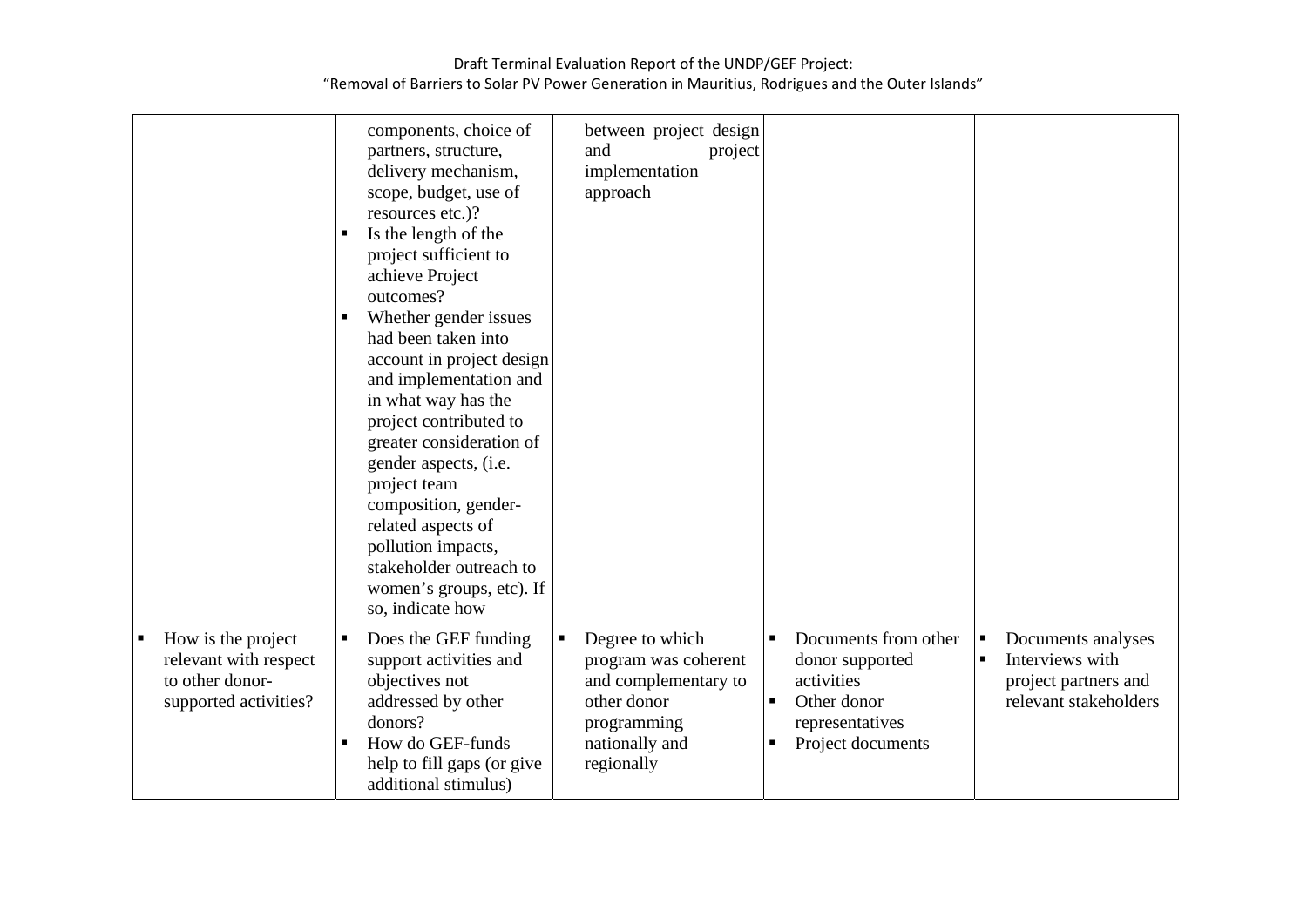| | | | | |
|---|---|---|---|---|
| | components, choice of partners, structure, delivery mechanism, scope, budget, use of resources etc.)?<br>▪ Is the length of the project sufficient to achieve Project outcomes?<br>▪ Whether gender issues had been taken into account in project design and implementation and in what way has the project contributed to greater consideration of gender aspects, (i.e. project team composition, gender-related aspects of pollution impacts, stakeholder outreach to women's groups, etc). If so, indicate how | between project design and project implementation approach | | |
| ▪ How is the project relevant with respect to other donor-supported activities? | ▪ Does the GEF funding support activities and objectives not addressed by other donors?<br>▪ How do GEF-funds help to fill gaps (or give additional stimulus) | ▪ Degree to which program was coherent and complementary to other donor programming nationally and regionally | ▪ Documents from other donor supported activities<br>▪ Other donor representatives<br>▪ Project documents | ▪ Documents analyses<br>▪ Interviews with project partners and relevant stakeholders |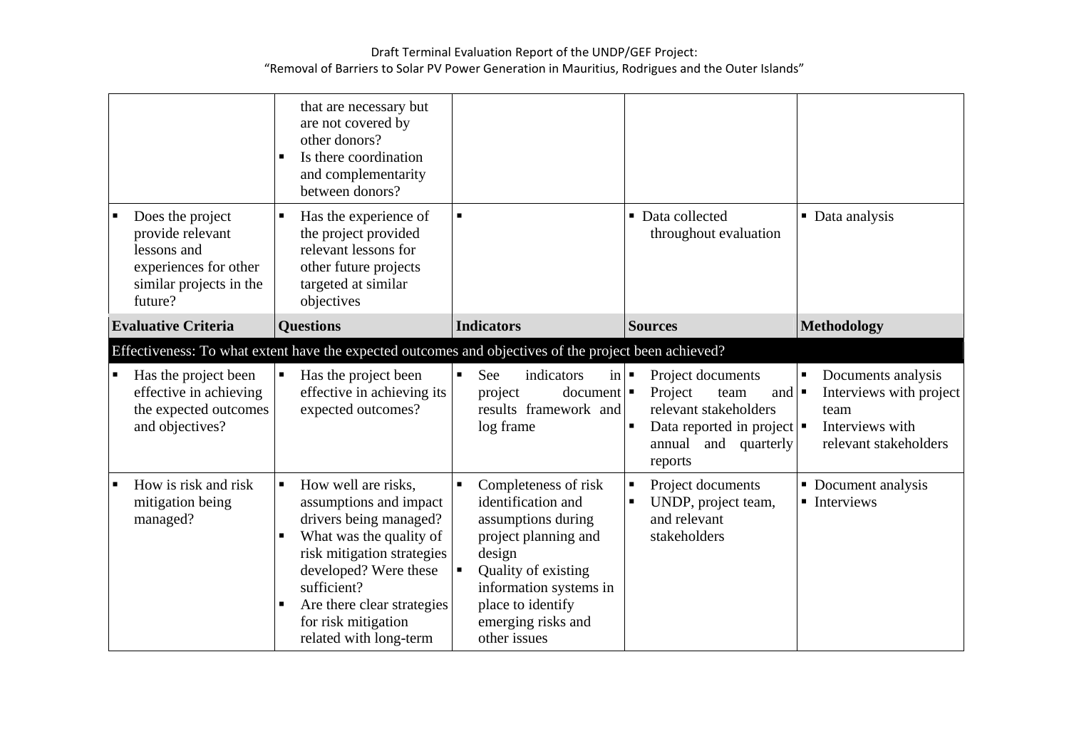| Evaluative Criteria | Questions | Indicators | Sources | Methodology |
|---|---|---|---|---|
| | that are necessary but are not covered by other donors?<br>▪ Is there coordination and complementarity between donors? | | | |
| ▪ Does the project provide relevant lessons and experiences for other similar projects in the future? | ▪ Has the experience of the project provided relevant lessons for other future projects targeted at similar objectives | ▪ | ▪ Data collected throughout evaluation | ▪ Data analysis |
| **Evaluative Criteria** | **Questions** | **Indicators** | **Sources** | **Methodology** |
| **Effectiveness: To what extent have the expected outcomes and objectives of the project been achieved?** | | | | |
| ▪ Has the project been effective in achieving the expected outcomes and objectives? | ▪ Has the project been effective in achieving its expected outcomes? | ▪ See indicators in project document results framework and log frame | ▪ Project documents<br>▪ Project team and relevant stakeholders<br>▪ Data reported in project annual and quarterly reports | ▪ Documents analysis<br>▪ Interviews with project team<br>▪ Interviews with relevant stakeholders |
| ▪ How is risk and risk mitigation being managed? | ▪ How well are risks, assumptions and impact drivers being managed?<br>▪ What was the quality of risk mitigation strategies developed? Were these sufficient?<br>▪ Are there clear strategies for risk mitigation related with long-term | ▪ Completeness of risk identification and assumptions during project planning and design<br>▪ Quality of existing information systems in place to identify emerging risks and other issues | ▪ Project documents<br>▪ UNDP, project team, and relevant stakeholders | ▪ Document analysis<br>▪ Interviews |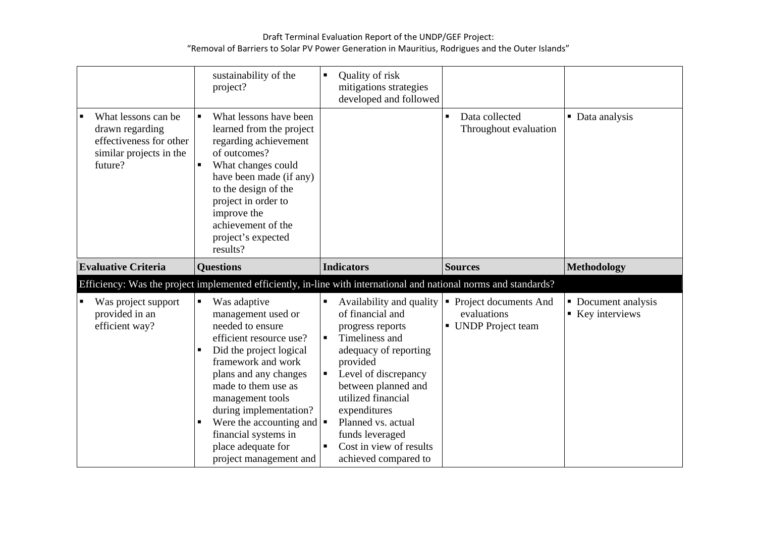| Evaluative Criteria | Questions | Indicators | Sources | Methodology |
|---|---|---|---|---|
| | sustainability of the project? | ▪ Quality of risk mitigations strategies developed and followed | | |
| ▪ What lessons can be drawn regarding effectiveness for other similar projects in the future? | ▪ What lessons have been learned from the project regarding achievement of outcomes?<br>▪ What changes could have been made (if any) to the design of the project in order to improve the achievement of the project's expected results? | | ▪ Data collected Throughout evaluation | ▪ Data analysis |
| **Evaluative Criteria** | **Questions** | **Indicators** | **Sources** | **Methodology** |
| **Efficiency: Was the project implemented efficiently, in-line with international and national norms and standards?** | | | | |
| ▪ Was project support provided in an efficient way? | ▪ Was adaptive management used or needed to ensure efficient resource use?<br>▪ Did the project logical framework and work plans and any changes made to them use as management tools during implementation?<br>▪ Were the accounting and financial systems in place adequate for project management and | ▪ Availability and quality of financial and progress reports<br>▪ Timeliness and adequacy of reporting provided<br>▪ Level of discrepancy between planned and utilized financial expenditures<br>▪ Planned vs. actual funds leveraged<br>▪ Cost in view of results achieved compared to | ▪ Project documents And evaluations<br>▪ UNDP Project team | ▪ Document analysis<br>▪ Key interviews |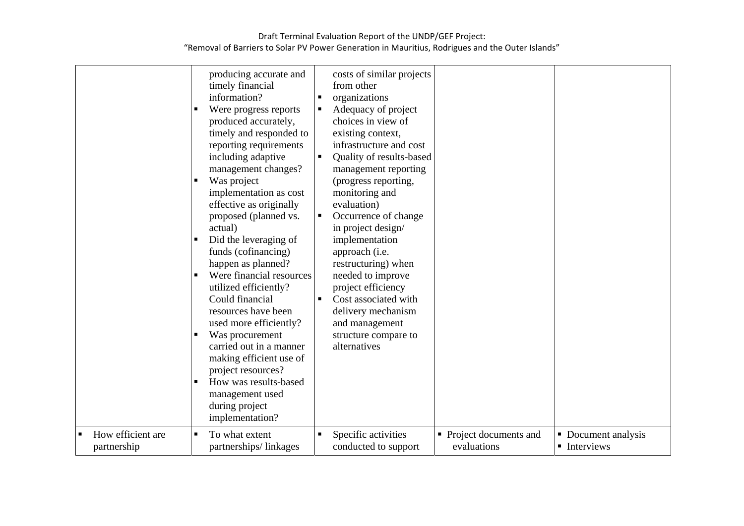| | | | | |
|---|---|---|---|---|
| | producing accurate and timely financial information?<br>▪ Were progress reports produced accurately, timely and responded to reporting requirements including adaptive management changes?<br>▪ Was project implementation as cost effective as originally proposed (planned vs. actual)<br>▪ Did the leveraging of funds (cofinancing) happen as planned?<br>▪ Were financial resources utilized efficiently? Could financial resources have been used more efficiently?<br>▪ Was procurement carried out in a manner making efficient use of project resources?<br>▪ How was results-based management used during project implementation? | costs of similar projects from other<br>▪ organizations<br>▪ Adequacy of project choices in view of existing context, infrastructure and cost<br>▪ Quality of results-based management reporting (progress reporting, monitoring and evaluation)<br>▪ Occurrence of change in project design/ implementation approach (i.e. restructuring) when needed to improve project efficiency<br>▪ Cost associated with delivery mechanism and management structure compare to alternatives | | |
| ▪ How efficient are partnership | ▪ To what extent partnerships/ linkages | ▪ Specific activities conducted to support | ▪ Project documents and evaluations | ▪ Document analysis<br>▪ Interviews |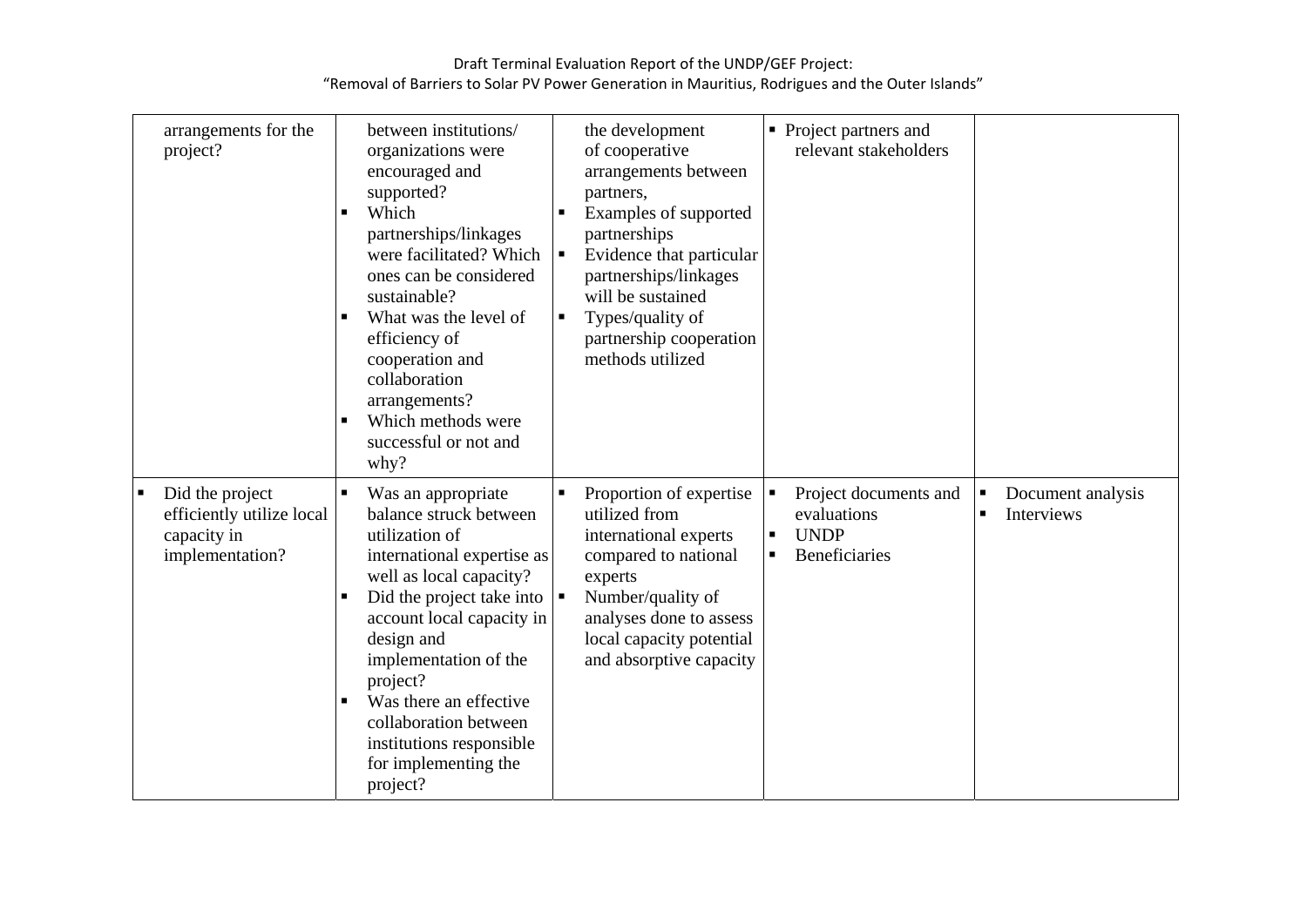| | | | | |
|---|---|---|---|---|
| arrangements for the project? | between institutions/ organizations were encouraged and supported?<br>▪ Which partnerships/linkages were facilitated? Which ones can be considered sustainable?<br>▪ What was the level of efficiency of cooperation and collaboration arrangements?<br>▪ Which methods were successful or not and why? | the development of cooperative arrangements between partners,<br>▪ Examples of supported partnerships<br>▪ Evidence that particular partnerships/linkages will be sustained<br>▪ Types/quality of partnership cooperation methods utilized | ▪ Project partners and relevant stakeholders | |
| ▪ Did the project efficiently utilize local capacity in implementation? | ▪ Was an appropriate balance struck between utilization of international expertise as well as local capacity?<br>▪ Did the project take into account local capacity in design and implementation of the project?<br>▪ Was there an effective collaboration between institutions responsible for implementing the project? | ▪ Proportion of expertise utilized from international experts compared to national experts<br>▪ Number/quality of analyses done to assess local capacity potential and absorptive capacity | ▪ Project documents and evaluations<br>▪ UNDP<br>▪ Beneficiaries | ▪ Document analysis<br>▪ Interviews |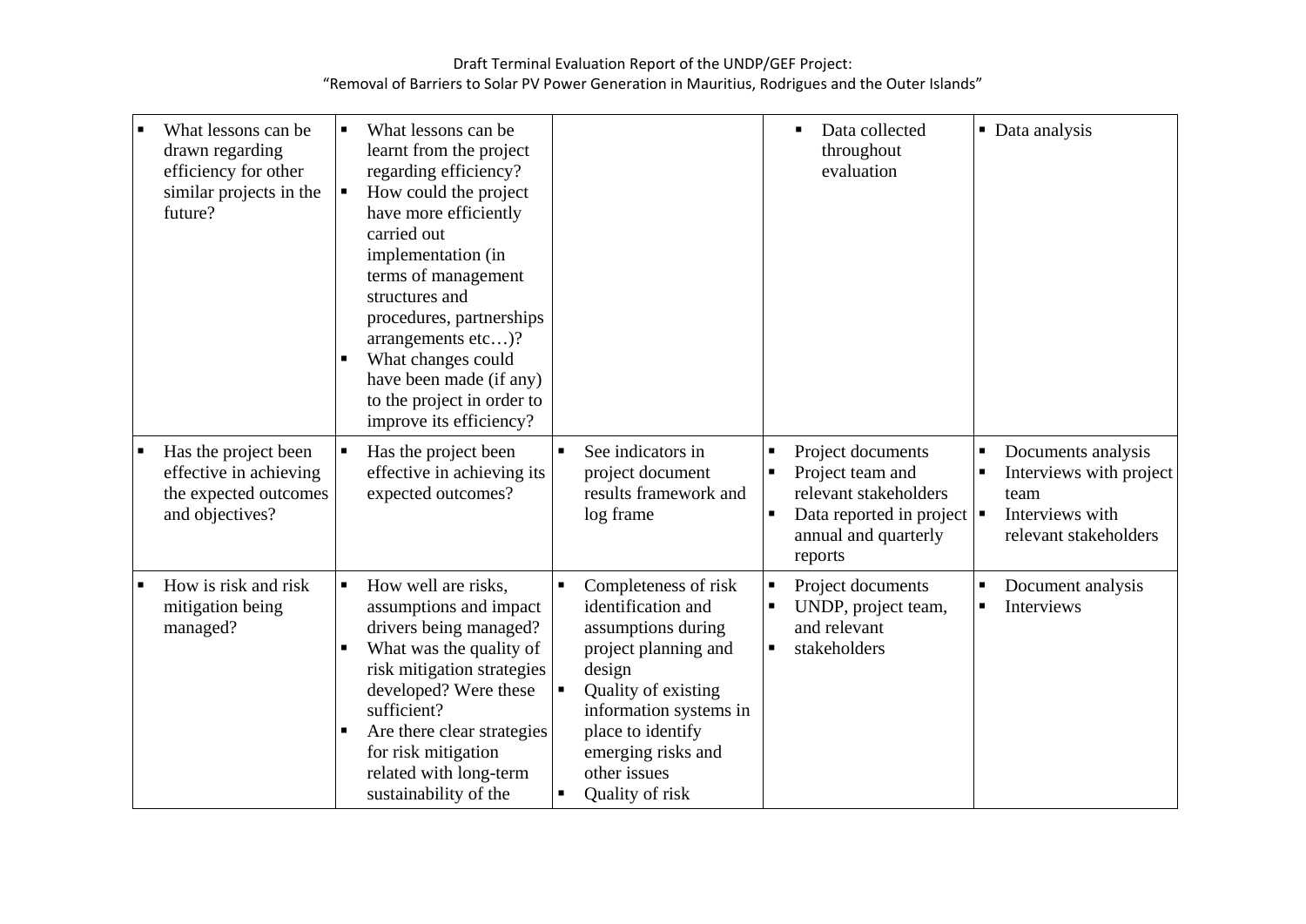| | | | | |
|---|---|---|---|---|
| ▪ What lessons can be drawn regarding efficiency for other similar projects in the future? | ▪ What lessons can be learnt from the project regarding efficiency?<br>▪ How could the project have more efficiently carried out implementation (in terms of management structures and procedures, partnerships arrangements etc…)?<br>▪ What changes could have been made (if any) to the project in order to improve its efficiency? | | ▪ Data collected throughout evaluation | ▪ Data analysis |
| ▪ Has the project been effective in achieving the expected outcomes and objectives? | ▪ Has the project been effective in achieving its expected outcomes? | ▪ See indicators in project document results framework and log frame | ▪ Project documents<br>▪ Project team and relevant stakeholders<br>▪ Data reported in project annual and quarterly reports | ▪ Documents analysis<br>▪ Interviews with project team<br>▪ Interviews with relevant stakeholders |
| ▪ How is risk and risk mitigation being managed? | ▪ How well are risks, assumptions and impact drivers being managed?<br>▪ What was the quality of risk mitigation strategies developed? Were these sufficient?<br>▪ Are there clear strategies for risk mitigation related with long-term sustainability of the | ▪ Completeness of risk identification and assumptions during project planning and design<br>▪ Quality of existing information systems in place to identify emerging risks and other issues<br>▪ Quality of risk | ▪ Project documents<br>▪ UNDP, project team, and relevant<br>▪ stakeholders | ▪ Document analysis<br>▪ Interviews |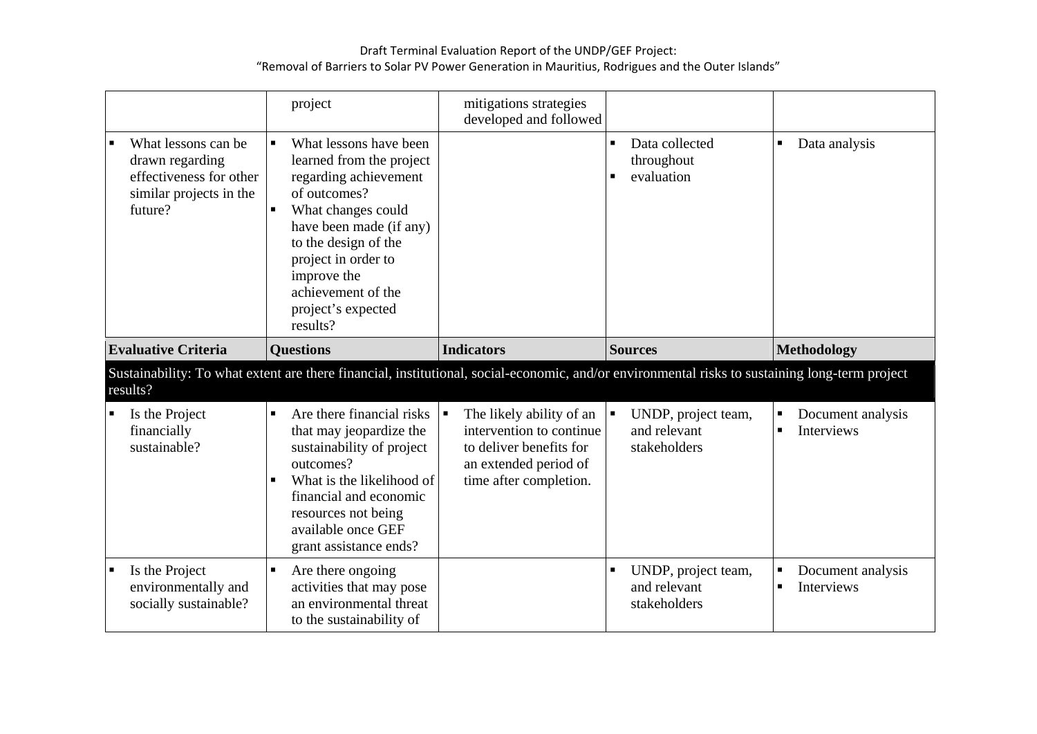| | project | mitigations strategies developed and followed | | |
|---|---|---|---|---|
| ▪ What lessons can be drawn regarding effectiveness for other similar projects in the future? | ▪ What lessons have been learned from the project regarding achievement of outcomes? ▪ What changes could have been made (if any) to the design of the project in order to improve the achievement of the project's expected results? | | ▪ Data collected throughout ▪ evaluation | ▪ Data analysis |
| **Evaluative Criteria** | **Questions** | **Indicators** | **Sources** | **Methodology** |
| Sustainability: To what extent are there financial, institutional, social-economic, and/or environmental risks to sustaining long-term project results? | | | | |
| ▪ Is the Project financially sustainable? | ▪ Are there financial risks that may jeopardize the sustainability of project outcomes? ▪ What is the likelihood of financial and economic resources not being available once GEF grant assistance ends? | ▪ The likely ability of an intervention to continue to deliver benefits for an extended period of time after completion. | ▪ UNDP, project team, and relevant stakeholders | ▪ Document analysis ▪ Interviews |
| ▪ Is the Project environmentally and socially sustainable? | ▪ Are there ongoing activities that may pose an environmental threat to the sustainability of | | ▪ UNDP, project team, and relevant stakeholders | ▪ Document analysis ▪ Interviews |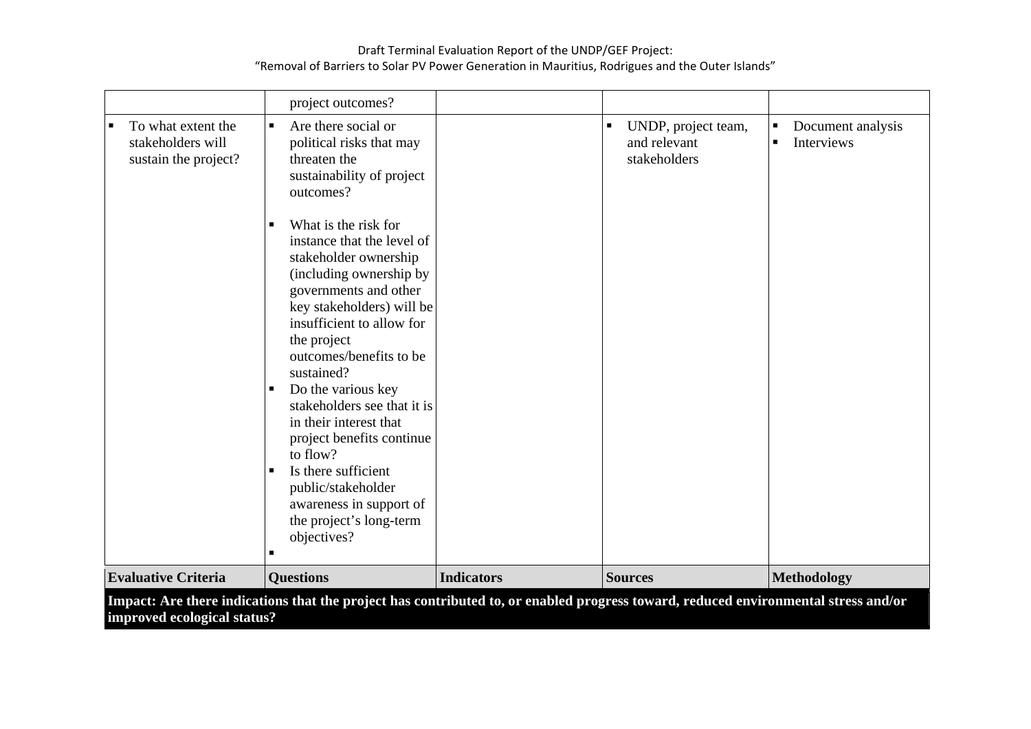| | project outcomes? | | | |
|---|---|---|---|---|
| ▪ To what extent the stakeholders will sustain the project? | ▪ Are there social or political risks that may threaten the sustainability of project outcomes?<br><br>▪ What is the risk for instance that the level of stakeholder ownership (including ownership by governments and other key stakeholders) will be insufficient to allow for the project outcomes/benefits to be sustained?<br>▪ Do the various key stakeholders see that it is in their interest that project benefits continue to flow?<br>▪ Is there sufficient public/stakeholder awareness in support of the project's long-term objectives?<br>▪ | | ▪ UNDP, project team, and relevant stakeholders | ▪ Document analysis<br>▪ Interviews |
| **Evaluative Criteria** | **Questions** | **Indicators** | **Sources** | **Methodology** |
| **Impact: Are there indications that the project has contributed to, or enabled progress toward, reduced environmental stress and/or improved ecological status?** | | | | |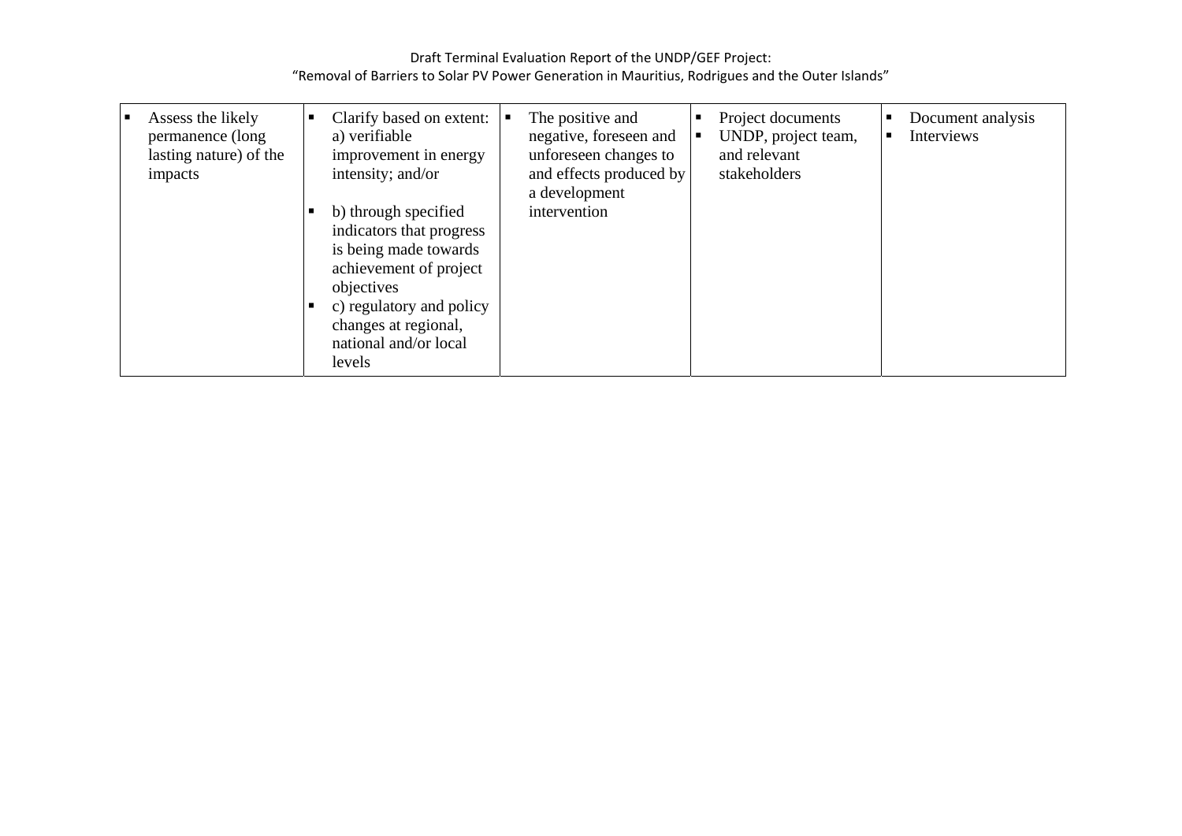| | | | | |
|---|---|---|---|---|
| ▪ Assess the likely permanence (long lasting nature) of the impacts | ▪ Clarify based on extent: a) verifiable improvement in energy intensity; and/or<br>▪ b) through specified indicators that progress is being made towards achievement of project objectives<br>▪ c) regulatory and policy changes at regional, national and/or local levels | ▪ The positive and negative, foreseen and unforeseen changes to and effects produced by a development intervention | ▪ Project documents<br>▪ UNDP, project team, and relevant stakeholders | ▪ Document analysis<br>▪ Interviews |